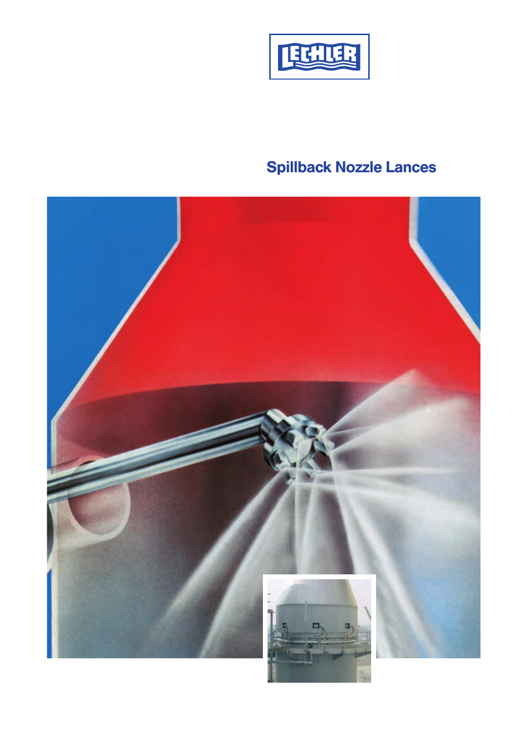LECHLER

# Spillback Nozzle Lances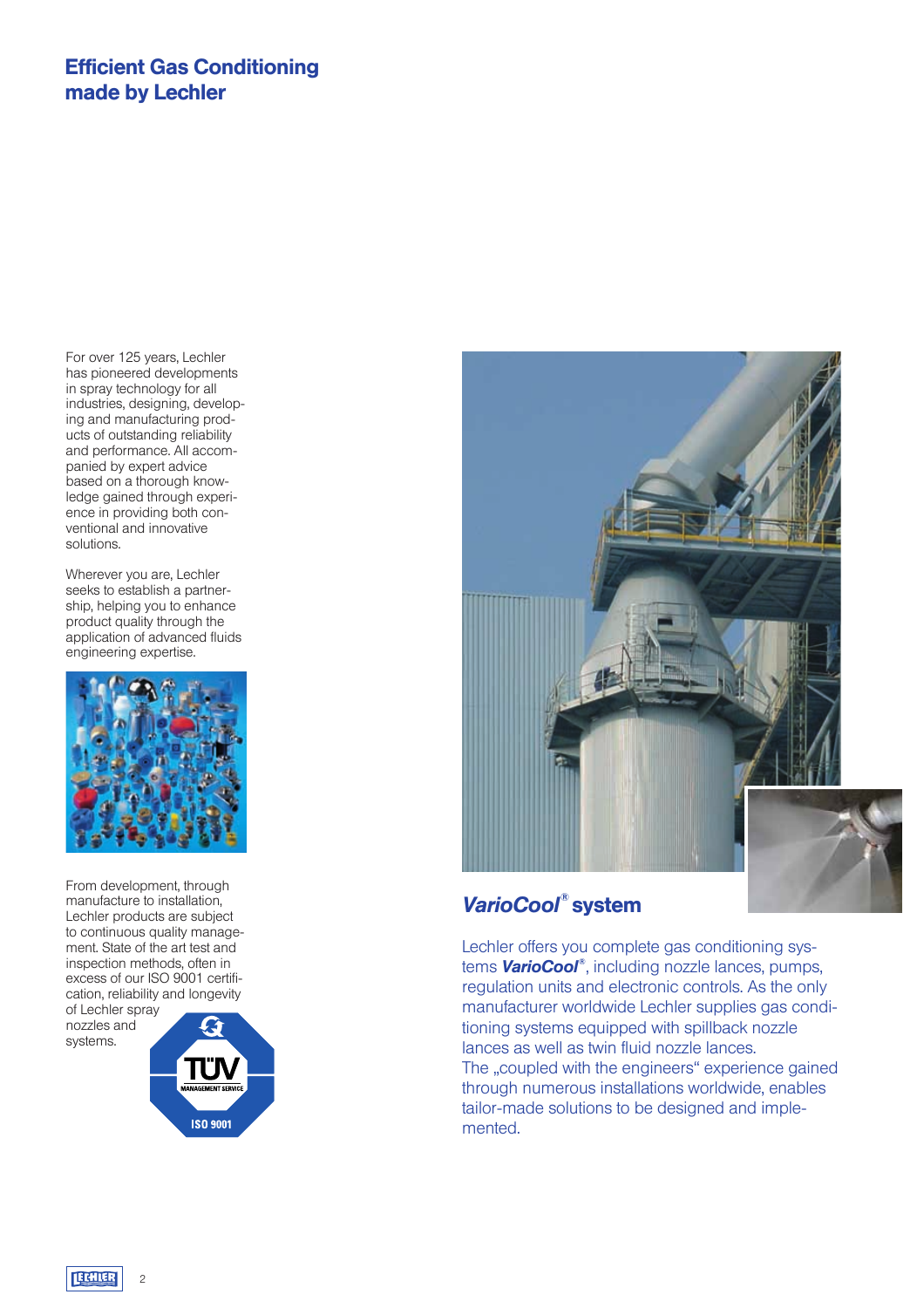# Efficient Gas Conditioning made by Lechler

For over 125 years, Lechler has pioneered developments in spray technology for all industries, designing, developing and manufacturing products of outstanding reliability and performance. All accompanied by expert advice based on a thorough knowledge gained through experience in providing both conventional and innovative solutions.

Wherever you are, Lechler seeks to establish a partnership, helping you to enhance product quality through the application of advanced fluids engineering expertise.

From development, through manufacture to installation, Lechler products are subject to continuous quality management. State of the art test and inspection methods, often in excess of our ISO 9001 certification, reliability and longevity of Lechler spray nozzles and systems.

## *VarioCool®* system

Lechler offers you complete gas conditioning systems ***VarioCool®***, including nozzle lances, pumps, regulation units and electronic controls. As the only manufacturer worldwide Lechler supplies gas conditioning systems equipped with spillback nozzle lances as well as twin fluid nozzle lances.
The „coupled with the engineers“ experience gained through numerous installations worldwide, enables tailor-made solutions to be designed and implemented.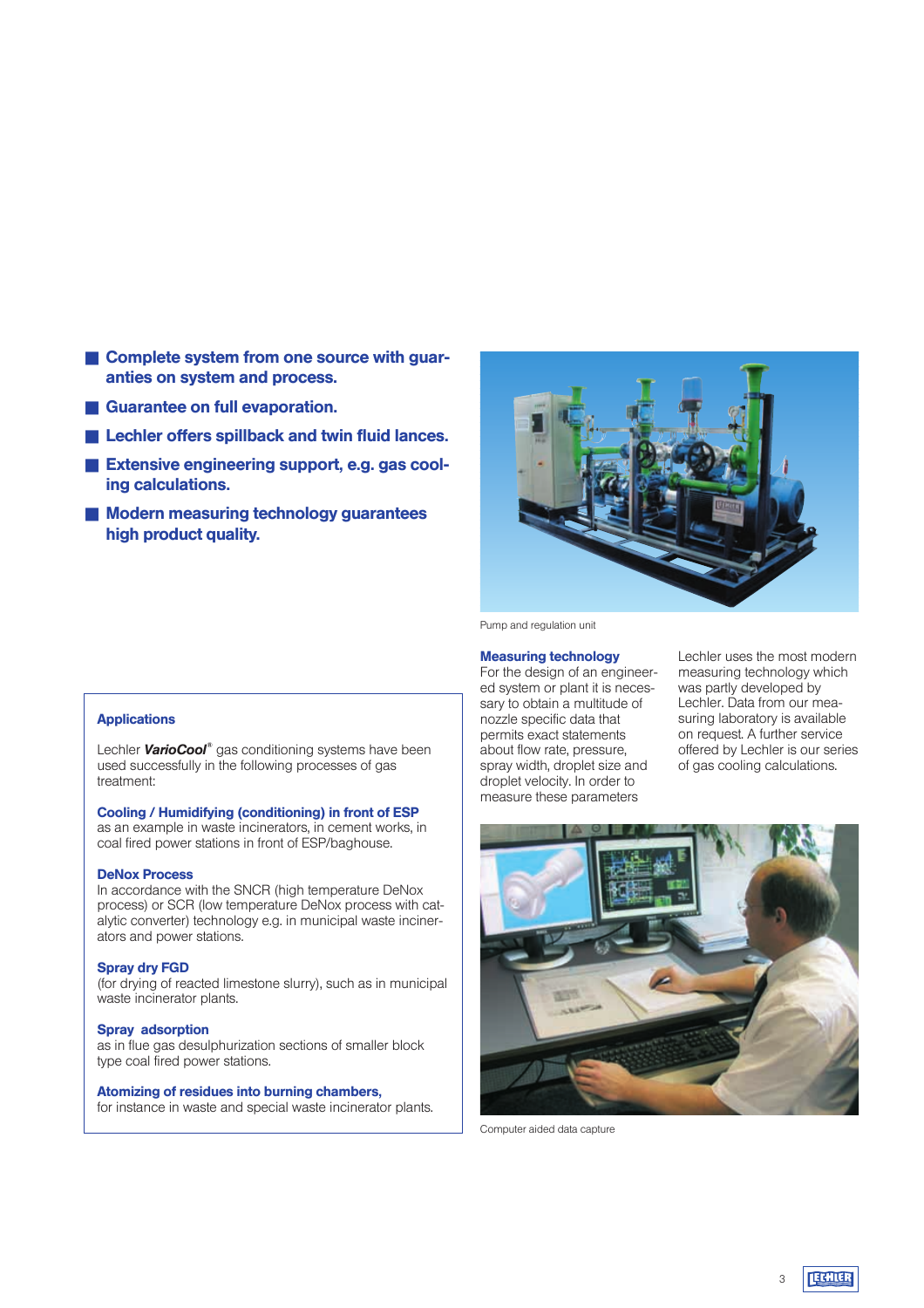- **Complete system from one source with guarantees on system and process.**
- **Guarantee on full evaporation.**
- **Lechler offers spillback and twin fluid lances.**
- **Extensive engineering support, e.g. gas cooling calculations.**
- **Modern measuring technology guarantees high product quality.**

Pump and regulation unit

### Measuring technology

For the design of an engineered system or plant it is necessary to obtain a multitude of nozzle specific data that permits exact statements about flow rate, pressure, spray width, droplet size and droplet velocity. In order to measure these parameters Lechler uses the most modern measuring technology which was partly developed by Lechler. Data from our measuring laboratory is available on request. A further service offered by Lechler is our series of gas cooling calculations.

Computer aided data capture

### Applications

Lechler ***VarioCool***® gas conditioning systems have been used successfully in the following processes of gas treatment:

**Cooling / Humidifying (conditioning) in front of ESP**
as an example in waste incinerators, in cement works, in coal fired power stations in front of ESP/baghouse.

**DeNox Process**
In accordance with the SNCR (high temperature DeNox process) or SCR (low temperature DeNox process with catalytic converter) technology e.g. in municipal waste incinerators and power stations.

**Spray dry FGD**
(for drying of reacted limestone slurry), such as in municipal waste incinerator plants.

**Spray adsorption**
as in flue gas desulphurization sections of smaller block type coal fired power stations.

**Atomizing of residues into burning chambers,**
for instance in waste and special waste incinerator plants.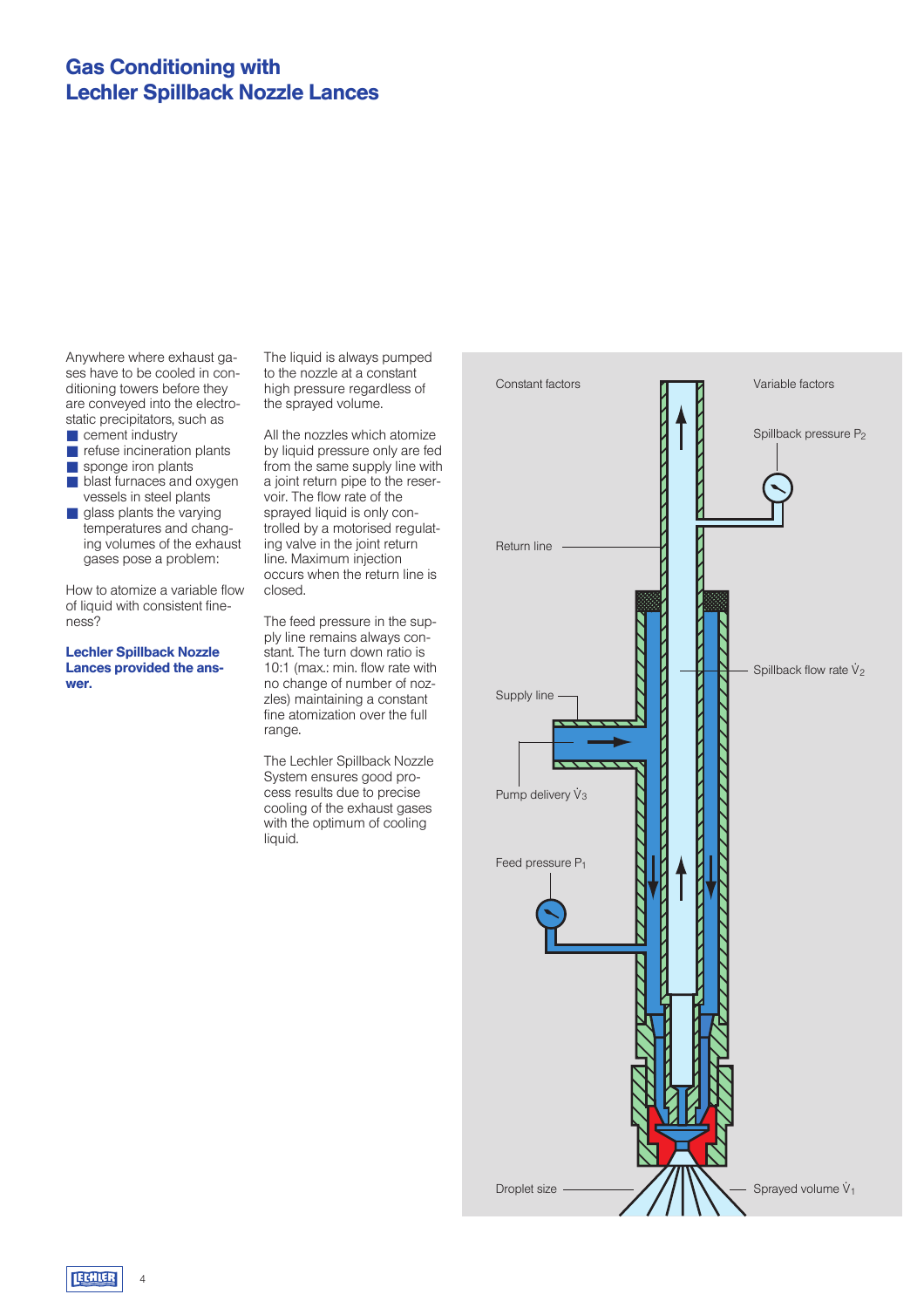# Gas Conditioning with Lechler Spillback Nozzle Lances

Anywhere where exhaust gases have to be cooled in conditioning towers before they are conveyed into the electrostatic precipitators, such as

- cement industry
- refuse incineration plants
- sponge iron plants
- blast furnaces and oxygen vessels in steel plants
- glass plants the varying temperatures and changing volumes of the exhaust gases pose a problem:

How to atomize a variable flow of liquid with consistent fineness?

**Lechler Spillback Nozzle Lances provided the answer.**

The liquid is always pumped to the nozzle at a constant high pressure regardless of the sprayed volume.

All the nozzles which atomize by liquid pressure only are fed from the same supply line with a joint return pipe to the reservoir. The flow rate of the sprayed liquid is only controlled by a motorised regulating valve in the joint return line. Maximum injection occurs when the return line is closed.

The feed pressure in the supply line remains always constant. The turn down ratio is 10:1 (max.: min. flow rate with no change of number of nozzles) maintaining a constant fine atomization over the full range.

The Lechler Spillback Nozzle System ensures good process results due to precise cooling of the exhaust gases with the optimum of cooling liquid.

Constant factors

Variable factors

Spillback pressure $P_2$

Return line

Spillback flow rate $\dot{V}_2$

Supply line

Pump delivery $\dot{V}_3$

Feed pressure $P_1$

Droplet size

Sprayed volume $\dot{V}_1$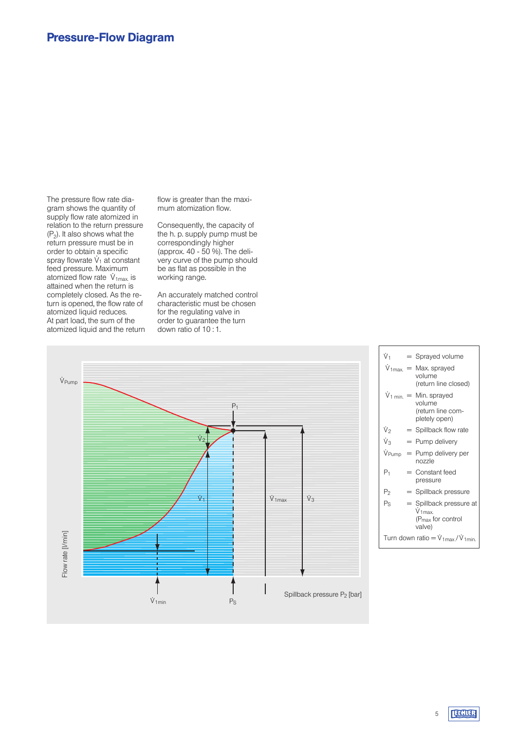# Pressure-Flow Diagram

The pressure flow rate diagram shows the quantity of supply flow rate atomized in relation to the return pressure ($P_2$). It also shows what the return pressure must be in order to obtain a specific spray flowrate $\dot{V}_1$ at constant feed pressure. Maximum atomized flow rate $\dot{V}_{1max.}$ is attained when the return is completely closed. As the return is opened, the flow rate of atomized liquid reduces. At part load, the sum of the atomized liquid and the return flow is greater than the maximum atomization flow.

Consequently, the capacity of the h. p. supply pump must be correspondingly higher (approx. 40 - 50 %). The delivery curve of the pump should be as flat as possible in the working range.

An accurately matched control characteristic must be chosen for the regulating valve in order to guarantee the turn down ratio of 10 : 1.

| Symbol | | Description |
|---|---|---|
| $\dot{V}_1$ | = | Sprayed volume |
| $\dot{V}_{1max.}$ | = | Max. sprayed volume (return line closed) |
| $\dot{V}_{1\,min.}$ | = | Min. sprayed volume (return line completely open) |
| $\dot{V}_2$ | = | Spillback flow rate |
| $\dot{V}_3$ | = | Pump delivery |
| $\dot{V}_{Pump}$ | = | Pump delivery per nozzle |
| $P_1$ | = | Constant feed pressure |
| $P_2$ | = | Spillback pressure |
| $P_S$ | = | Spillback pressure at $\dot{V}_{1max.}$ ($P_{max}$ for control valve) |

Turn down ratio = $\dot{V}_{1max.}/\dot{V}_{1min.}$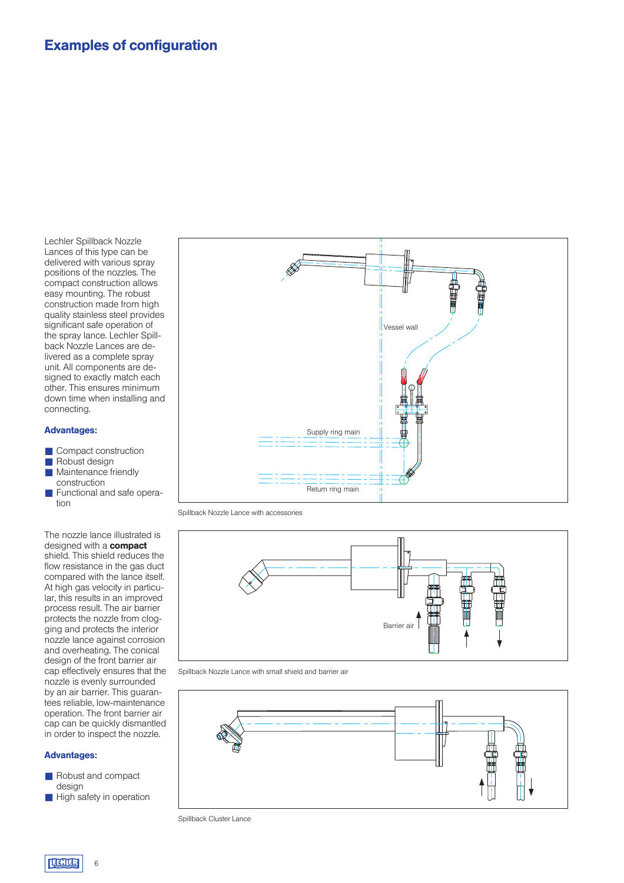# Examples of configuration

Lechler Spillback Nozzle Lances of this type can be delivered with various spray positions of the nozzles. The compact construction allows easy mounting. The robust construction made from high quality stainless steel provides significant safe operation of the spray lance. Lechler Spillback Nozzle Lances are delivered as a complete spray unit. All components are designed to exactly match each other. This ensures minimum down time when installing and connecting.

### Advantages:

- Compact construction
- Robust design
- Maintenance friendly construction
- Functional and safe operation

Spillback Nozzle Lance with accessories

The nozzle lance illustrated is designed with a **compact** shield. This shield reduces the flow resistance in the gas duct compared with the lance itself. At high gas velocity in particular, this results in an improved process result. The air barrier protects the nozzle from clogging and protects the interior nozzle lance against corrosion and overheating. The conical design of the front barrier air cap effectively ensures that the nozzle is evenly surrounded by an air barrier. This guarantees reliable, low-maintenance operation. The front barrier air cap can be quickly dismantled in order to inspect the nozzle.

### Advantages:

- Robust and compact design
- High safety in operation

Spillback Nozzle Lance with small shield and barrier air

Spillback Cluster Lance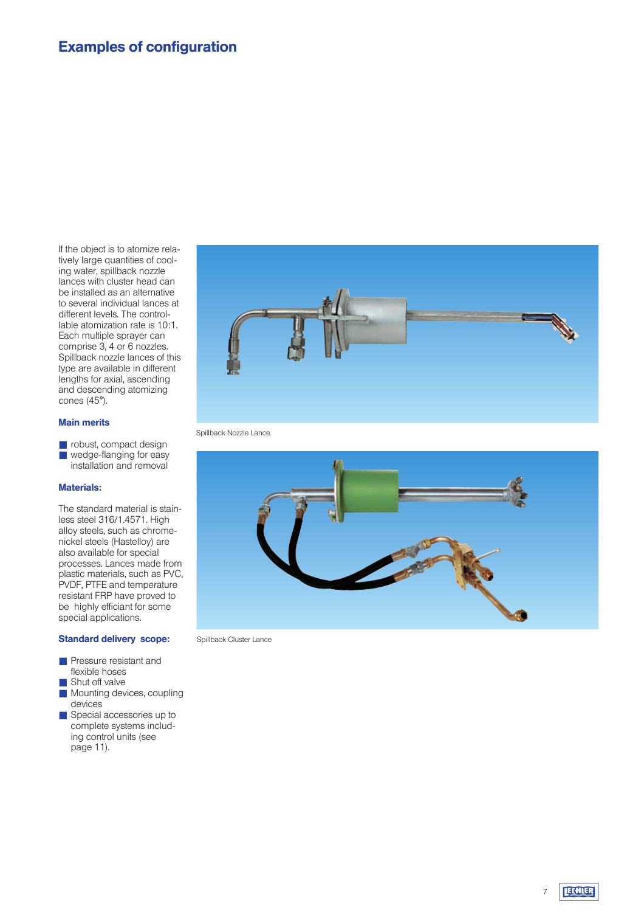# Examples of configuration

If the object is to atomize relatively large quantities of cooling water, spillback nozzle lances with cluster head can be installed as an alternative to several individual lances at different levels. The controllable atomization rate is 10:1. Each multiple sprayer can comprise 3, 4 or 6 nozzles. Spillback nozzle lances of this type are available in different lengths for axial, ascending and descending atomizing cones (45°).

### Main merits

- robust, compact design
- wedge-flanging for easy installation and removal

### Materials:

The standard material is stainless steel 316/1.4571. High alloy steels, such as chrome-nickel steels (Hastelloy) are also available for special processes. Lances made from plastic materials, such as PVC, PVDF, PTFE and temperature resistant FRP have proved to be highly efficient for some special applications.

### Standard delivery scope:

- Pressure resistant and flexible hoses
- Shut off valve
- Mounting devices, coupling devices
- Special accessories up to complete systems including control units (see page 11).

Spillback Nozzle Lance

Spillback Cluster Lance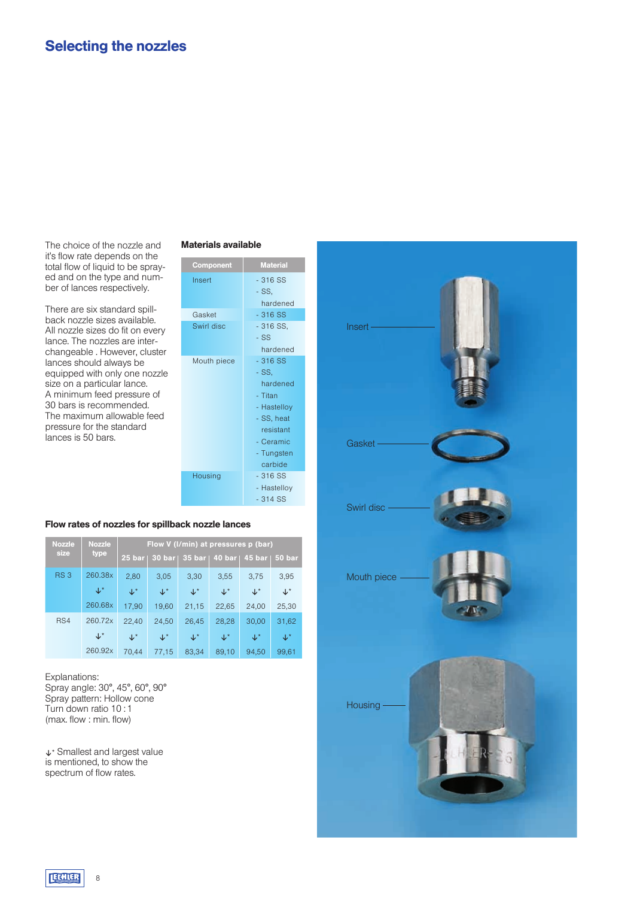# Selecting the nozzles

The choice of the nozzle and it's flow rate depends on the total flow of liquid to be sprayed and on the type and number of lances respectively.

There are six standard spillback nozzle sizes available. All nozzle sizes do fit on every lance. The nozzles are interchangeable . However, cluster lances should always be equipped with only one nozzle size on a particular lance. A minimum feed pressure of 30 bars is recommended. The maximum allowable feed pressure for the standard lances is 50 bars.

**Materials available**

| Component | Material |
|---|---|
| Insert | - 316 SS<br>- SS, hardened |
| Gasket | - 316 SS |
| Swirl disc | - 316 SS,<br>- SS hardened |
| Mouth piece | - 316 SS<br>- SS, hardened<br>- Titan<br>- Hastelloy<br>- SS, heat resistant<br>- Ceramic<br>- Tungsten carbide |
| Housing | - 316 SS<br>- Hastelloy<br>- 314 SS |

**Flow rates of nozzles for spillback nozzle lances**

| Nozzle size | Nozzle type | Flow V (l/min) at pressures p (bar) | | | | | |
|---|---|---|---|---|---|---|---|
| | | 25 bar | 30 bar | 35 bar | 40 bar | 45 bar | 50 bar |
| RS 3 | 260.38x | 2,80 | 3,05 | 3,30 | 3,55 | 3,75 | 3,95 |
| | ↓* | ↓* | ↓* | ↓* | ↓* | ↓* | ↓* |
| | 260.68x | 17,90 | 19,60 | 21,15 | 22,65 | 24,00 | 25,30 |
| RS4 | 260.72x | 22,40 | 24,50 | 26,45 | 28,28 | 30,00 | 31,62 |
| | ↓* | ↓* | ↓* | ↓* | ↓* | ↓* | ↓* |
| | 260.92x | 70,44 | 77,15 | 83,34 | 89,10 | 94,50 | 99,61 |

Explanations:
Spray angle: 30°, 45°, 60°, 90°
Spray pattern: Hollow cone
Turn down ratio 10 : 1
(max. flow : min. flow)

↓* Smallest and largest value is mentioned, to show the spectrum of flow rates.

Insert

Gasket

Swirl disc

Mouth piece

Housing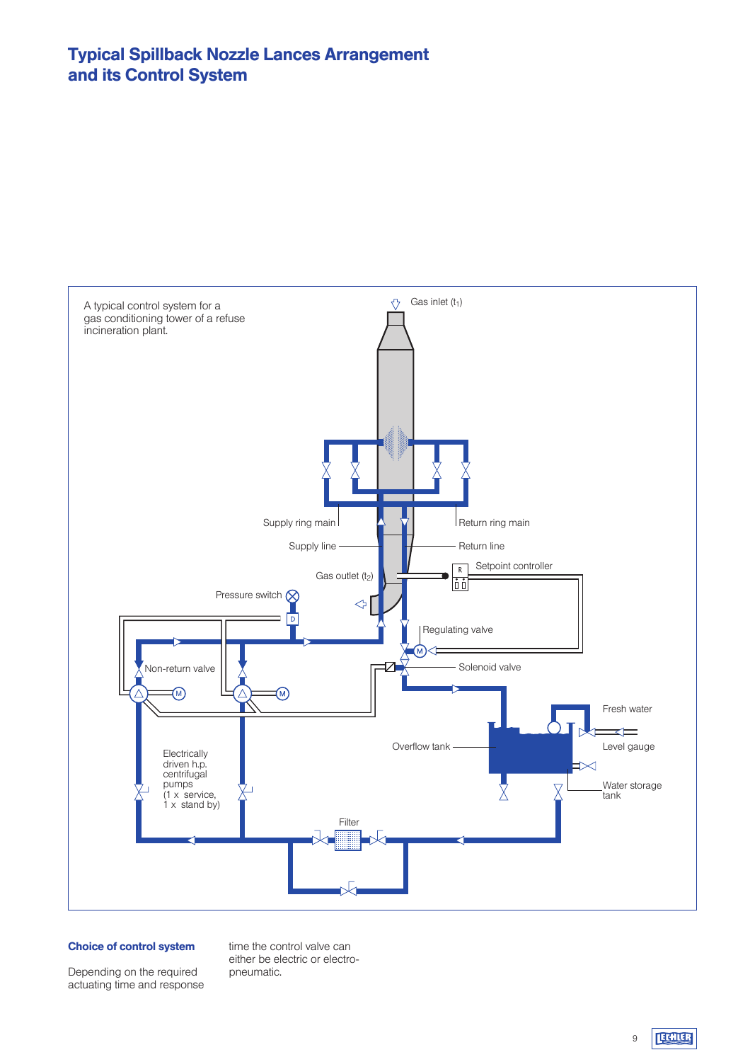# Typical Spillback Nozzle Lances Arrangement and its Control System

A typical control system for a gas conditioning tower of a refuse incineration plant.

Gas inlet ($t_1$)

Supply ring main

Return ring main

Supply line

Return line

Gas outlet ($t_2$)

Setpoint controller

Pressure switch

Regulating valve

Solenoid valve

Non-return valve

Fresh water

Overflow tank

Level gauge

Water storage tank

Electrically driven h.p. centrifugal pumps (1 x service, 1 x stand by)

Filter

### Choice of control system

Depending on the required actuating time and response time the control valve can either be electric or electro-pneumatic.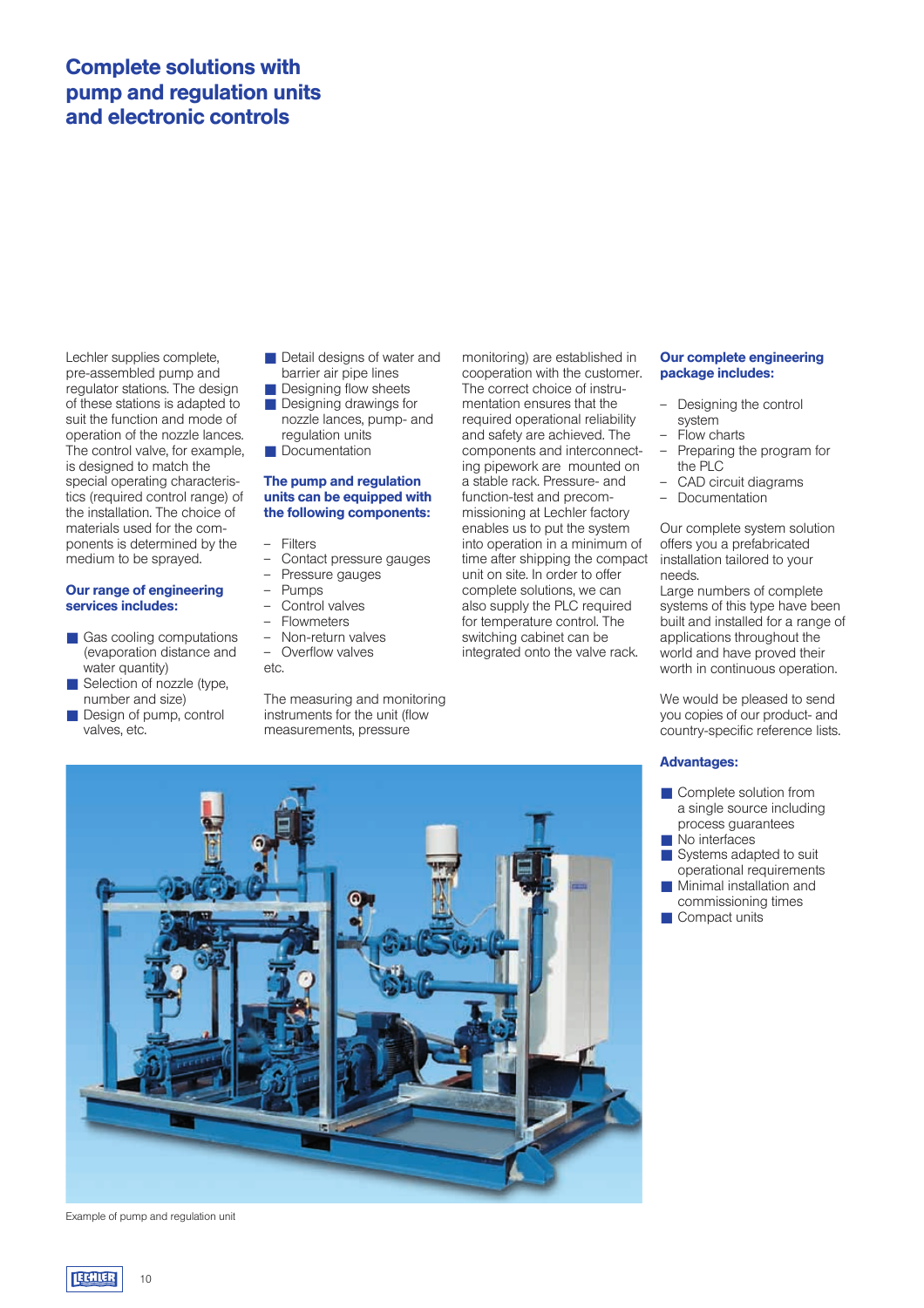# Complete solutions with pump and regulation units and electronic controls

Lechler supplies complete, pre-assembled pump and regulator stations. The design of these stations is adapted to suit the function and mode of operation of the nozzle lances. The control valve, for example, is designed to match the special operating characteristics (required control range) of the installation. The choice of materials used for the components is determined by the medium to be sprayed.

### Our range of engineering services includes:

- Gas cooling computations (evaporation distance and water quantity)
- Selection of nozzle (type, number and size)
- Design of pump, control valves, etc.
- Detail designs of water and barrier air pipe lines
- Designing flow sheets
- Designing drawings for nozzle lances, pump- and regulation units
- Documentation

### The pump and regulation units can be equipped with the following components:

- Filters
- Contact pressure gauges
- Pressure gauges
- Pumps
- Control valves
- Flowmeters
- Non-return valves
- Overflow valves

etc.

The measuring and monitoring instruments for the unit (flow measurements, pressure monitoring) are established in cooperation with the customer. The correct choice of instrumentation ensures that the required operational reliability and safety are achieved. The components and interconnecting pipework are mounted on a stable rack. Pressure- and function-test and precommissioning at Lechler factory enables us to put the system into operation in a minimum of time after shipping the compact unit on site. In order to offer complete solutions, we can also supply the PLC required for temperature control. The switching cabinet can be integrated onto the valve rack.

### Our complete engineering package includes:

- Designing the control system
- Flow charts
- Preparing the program for the PLC
- CAD circuit diagrams
- Documentation

Our complete system solution offers you a prefabricated installation tailored to your needs.
Large numbers of complete systems of this type have been built and installed for a range of applications throughout the world and have proved their worth in continuous operation.

We would be pleased to send you copies of our product- and country-specific reference lists.

### Advantages:

- Complete solution from a single source including process guarantees
- No interfaces
- Systems adapted to suit operational requirements
- Minimal installation and commissioning times
- Compact units

Example of pump and regulation unit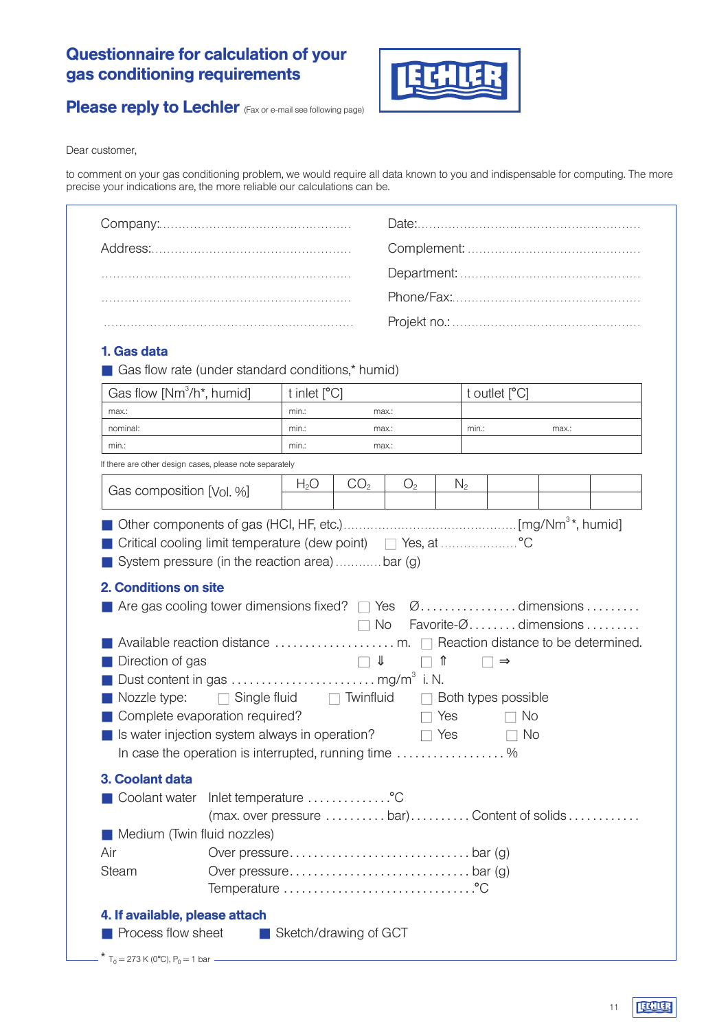# Questionnaire for calculation of your gas conditioning requirements

**Please reply to Lechler** (Fax or e-mail see following page)

Dear customer,

to comment on your gas conditioning problem, we would require all data known to you and indispensable for computing. The more precise your indications are, the more reliable our calculations can be.

Company:................................................

Address:................................................

................................................

................................................

................................................

Date:................................................

Complement: ................................................

Department: ................................................

Phone/Fax:................................................

Projekt no.:................................................

## 1. Gas data

- Gas flow rate (under standard conditions,* humid)

| Gas flow [$Nm^3/h$*, humid] | t inlet [°C] | | t outlet [°C] | |
|---|---|---|---|---|
| max.: | min.: | max.: | | |
| nominal: | min.: | max.: | min.: | max.: |
| min.: | min.: | max.: | | |

If there are other design cases, please note separately

| Gas composition [Vol. %] | $H_2O$ | $CO_2$ | $O_2$ | $N_2$ | | | |
|---|---|---|---|---|---|---|---|
| | | | | | | | |

- Other components of gas (HCl, HF, etc.)................................................[$mg/Nm^3$*, humid]
- Critical cooling limit temperature (dew point) ☐ Yes, at ....................°C
- System pressure (in the reaction area)............bar (g)

## 2. Conditions on site

- Are gas cooling tower dimensions fixed? ☐ Yes Ø................ dimensions .........
  ☐ No Favorite-Ø........ dimensions .........
- Available reaction distance .................... m. ☐ Reaction distance to be determined.
- Direction of gas ☐ ⇓ ☐ ⇑ ☐ ⇒
- Dust content in gas ........................ $mg/m^3$ i. N.
- Nozzle type: ☐ Single fluid ☐ Twinfluid ☐ Both types possible
- Complete evaporation required? ☐ Yes ☐ No
- Is water injection system always in operation? ☐ Yes ☐ No

  In case the operation is interrupted, running time .................. %

## 3. Coolant data

- Coolant water Inlet temperature ..............°C
  (max. over pressure .......... bar).......... Content of solids............
- Medium (Twin fluid nozzles)

Air Over pressure.............................. bar (g)

Steam Over pressure.............................. bar (g)

Temperature ...............................°C

## 4. If available, please attach

- Process flow sheet
- Sketch/drawing of GCT

* $T_0$ = 273 K (0°C), $P_0$ = 1 bar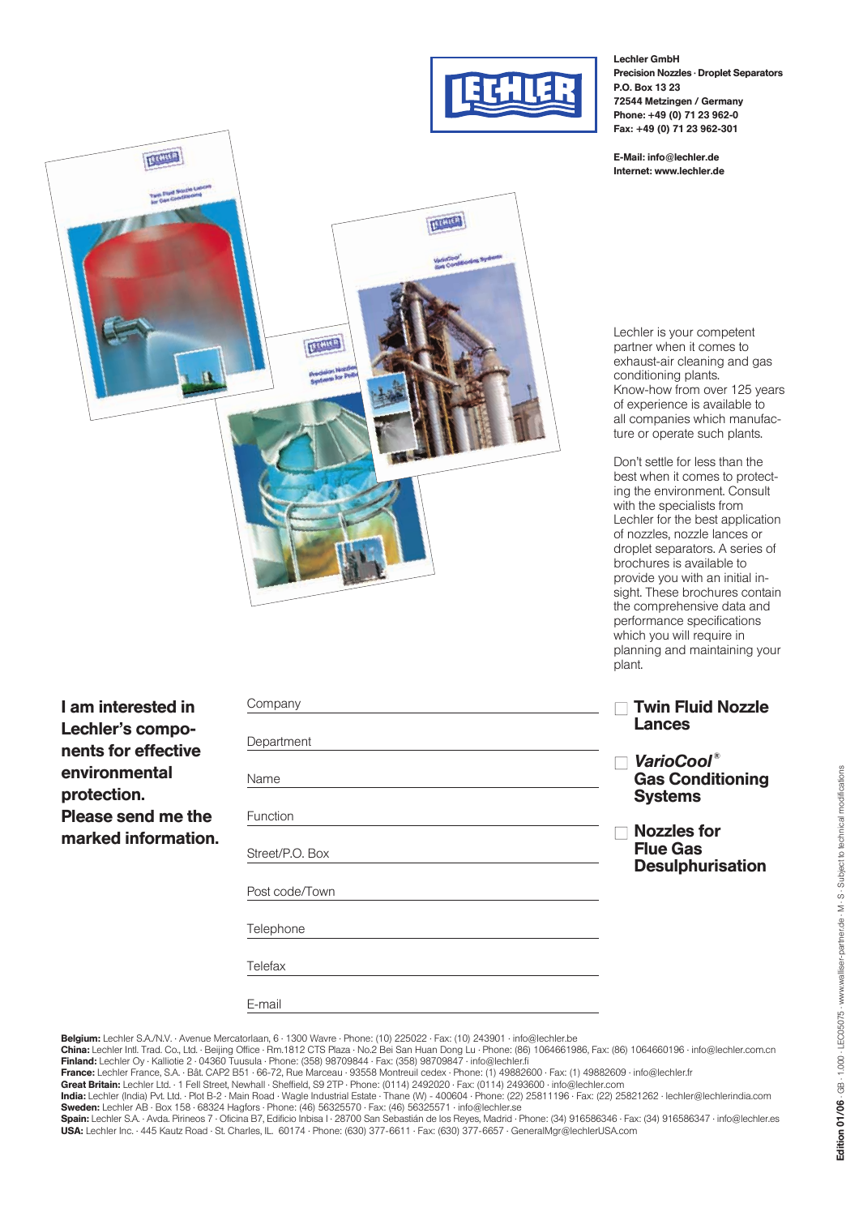**Lechler GmbH**
**Precision Nozzles · Droplet Separators**
**P.O. Box 13 23**
**72544 Metzingen / Germany**
**Phone: +49 (0) 71 23 962-0**
**Fax: +49 (0) 71 23 962-301**

**E-Mail: info@lechler.de**
**Internet: www.lechler.de**

Lechler is your competent partner when it comes to exhaust-air cleaning and gas conditioning plants. Know-how from over 125 years of experience is available to all companies which manufacture or operate such plants.

Don't settle for less than the best when it comes to protecting the environment. Consult with the specialists from Lechler for the best application of nozzles, nozzle lances or droplet separators. A series of brochures is available to provide you with an initial insight. These brochures contain the comprehensive data and performance specifications which you will require in planning and maintaining your plant.

**I am interested in Lechler's components for effective environmental protection. Please send me the marked information.**

Company ______________________

Department ______________________

Name ______________________

Function ______________________

Street/P.O. Box ______________________

Post code/Town ______________________

Telephone ______________________

Telefax ______________________

E-mail ______________________

- ☐ **Twin Fluid Nozzle Lances**
- ☐ ***VarioCool®* Gas Conditioning Systems**
- ☐ **Nozzles for Flue Gas Desulphurisation**

**Belgium:** Lechler S.A./N.V. · Avenue Mercatorlaan, 6 · 1300 Wavre · Phone: (10) 225022 · Fax: (10) 243901 · info@lechler.be
**China:** Lechler Intl. Trad. Co., Ltd. · Beijing Office · Rm.1812 CTS Plaza · No.2 Bei San Huan Dong Lu · Phone: (86) 1064661986, Fax: (86) 1064660196 · info@lechler.com.cn
**Finland:** Lechler Oy · Kalliotie 2 · 04360 Tuusula · Phone: (358) 98709844 · Fax: (358) 98709847 · info@lechler.fi
**France:** Lechler France, S.A. · Bât. CAP2 B51 · 66-72, Rue Marceau · 93558 Montreuil cedex · Phone: (1) 49882600 · Fax: (1) 49882609 · info@lechler.fr
**Great Britain:** Lechler Ltd. · 1 Fell Street, Newhall · Sheffield, S9 2TP · Phone: (0114) 2492020 · Fax: (0114) 2493600 · info@lechler.com
**India:** Lechler (India) Pvt. Ltd. · Plot B-2 · Main Road · Wagle Industrial Estate · Thane (W) - 400604 · Phone: (22) 25811196 · Fax: (22) 25821262 · lechler@lechlerindia.com
**Sweden:** Lechler AB · Box 158 · 68324 Hagfors · Phone: (46) 56325570 · Fax: (46) 56325571 · info@lechler.se
**Spain:** Lechler S.A. · Avda. Pirineos 7 · Oficina B7, Edificio Inbisa I · 28700 San Sebastián de los Reyes, Madrid · Phone: (34) 916586346 · Fax: (34) 916586347 · info@lechler.es
**USA:** Lechler Inc. · 445 Kautz Road · St. Charles, IL. 60174 · Phone: (630) 377-6611 · Fax: (630) 377-6657 · GeneralMgr@lechlerUSA.com

**Edition 01/06** · GB · 1.000 · LEC05075 · www.walliser-partner.de · M · S · Subject to technical modifications